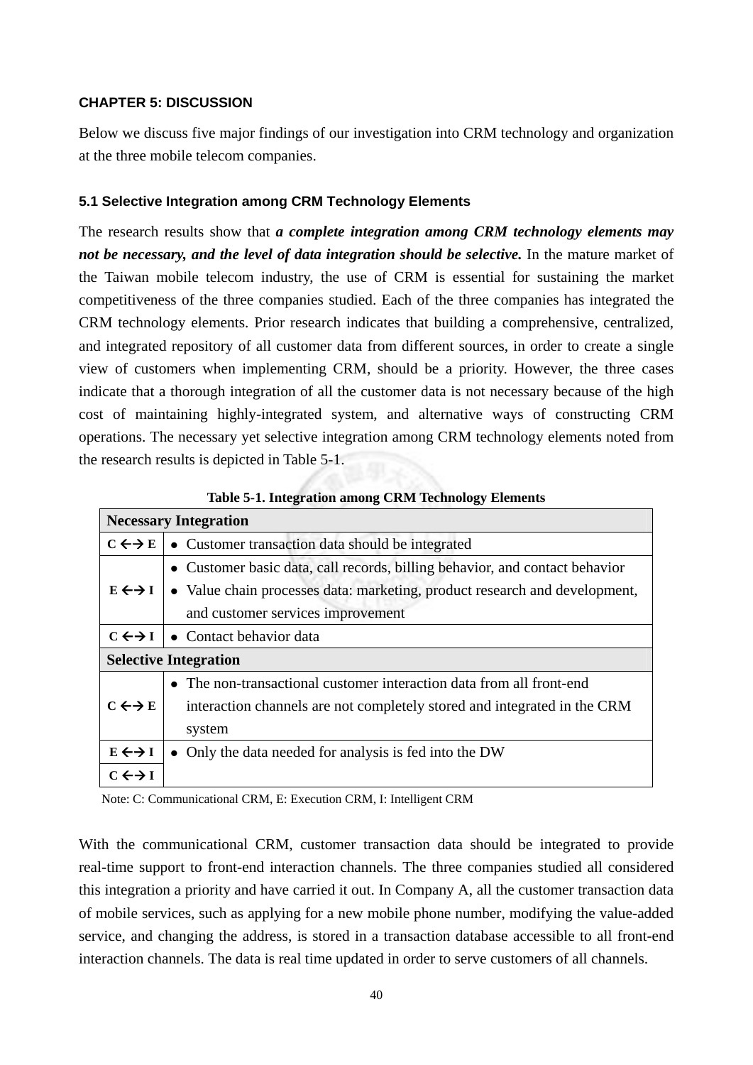# CHAPTER 5: DISCUSSION

Below we discuss five major findings of our investigation into CRM technology and organization at the three mobile telecom companies.

## 5.1 Selective Integration among CRM Technology Elements

The research results show that ***a complete integration among CRM technology elements may not be necessary, and the level of data integration should be selective.*** In the mature market of the Taiwan mobile telecom industry, the use of CRM is essential for sustaining the market competitiveness of the three companies studied. Each of the three companies has integrated the CRM technology elements. Prior research indicates that building a comprehensive, centralized, and integrated repository of all customer data from different sources, in order to create a single view of customers when implementing CRM, should be a priority. However, the three cases indicate that a thorough integration of all the customer data is not necessary because of the high cost of maintaining highly-integrated system, and alternative ways of constructing CRM operations. The necessary yet selective integration among CRM technology elements noted from the research results is depicted in Table 5-1.

**Table 5-1. Integration among CRM Technology Elements**

| **Necessary Integration** | |
|---|---|
| **C ←→ E** | • Customer transaction data should be integrated |
| **E ←→ I** | • Customer basic data, call records, billing behavior, and contact behavior<br>• Value chain processes data: marketing, product research and development, and customer services improvement |
| **C ←→ I** | • Contact behavior data |
| **Selective Integration** | |
| **C ←→ E** | • The non-transactional customer interaction data from all front-end interaction channels are not completely stored and integrated in the CRM system |
| **E ←→ I** | • Only the data needed for analysis is fed into the DW |
| **C ←→ I** | |

Note: C: Communicational CRM, E: Execution CRM, I: Intelligent CRM

With the communicational CRM, customer transaction data should be integrated to provide real-time support to front-end interaction channels. The three companies studied all considered this integration a priority and have carried it out. In Company A, all the customer transaction data of mobile services, such as applying for a new mobile phone number, modifying the value-added service, and changing the address, is stored in a transaction database accessible to all front-end interaction channels. The data is real time updated in order to serve customers of all channels.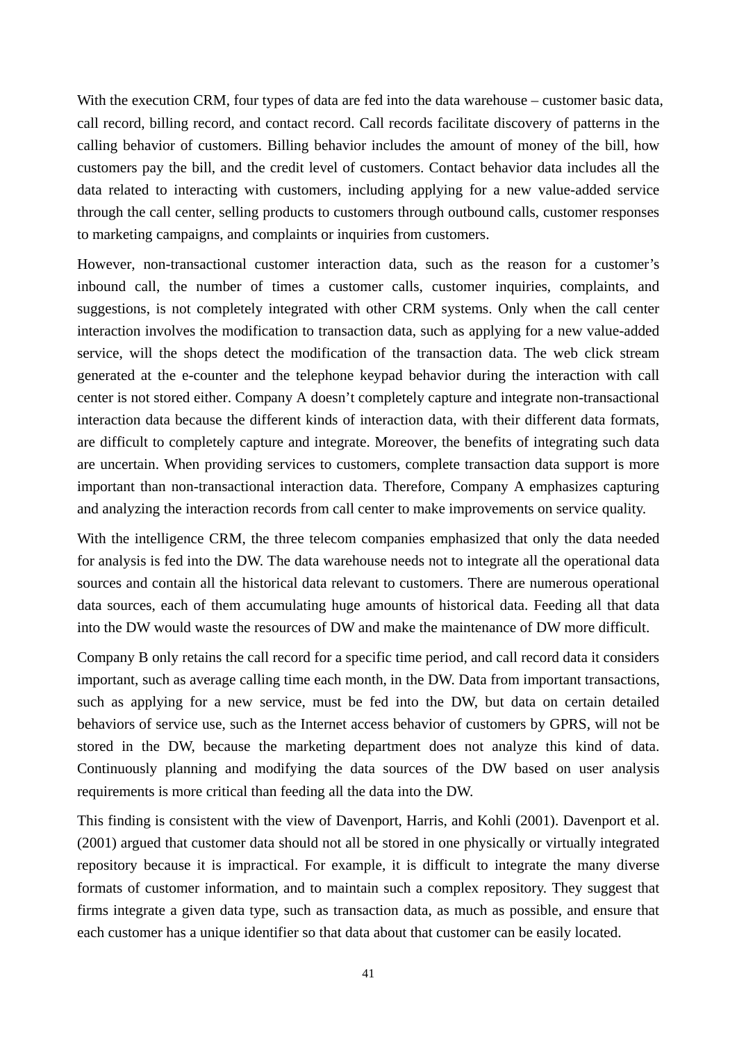With the execution CRM, four types of data are fed into the data warehouse – customer basic data, call record, billing record, and contact record. Call records facilitate discovery of patterns in the calling behavior of customers. Billing behavior includes the amount of money of the bill, how customers pay the bill, and the credit level of customers. Contact behavior data includes all the data related to interacting with customers, including applying for a new value-added service through the call center, selling products to customers through outbound calls, customer responses to marketing campaigns, and complaints or inquiries from customers.

However, non-transactional customer interaction data, such as the reason for a customer's inbound call, the number of times a customer calls, customer inquiries, complaints, and suggestions, is not completely integrated with other CRM systems. Only when the call center interaction involves the modification to transaction data, such as applying for a new value-added service, will the shops detect the modification of the transaction data. The web click stream generated at the e-counter and the telephone keypad behavior during the interaction with call center is not stored either. Company A doesn't completely capture and integrate non-transactional interaction data because the different kinds of interaction data, with their different data formats, are difficult to completely capture and integrate. Moreover, the benefits of integrating such data are uncertain. When providing services to customers, complete transaction data support is more important than non-transactional interaction data. Therefore, Company A emphasizes capturing and analyzing the interaction records from call center to make improvements on service quality.

With the intelligence CRM, the three telecom companies emphasized that only the data needed for analysis is fed into the DW. The data warehouse needs not to integrate all the operational data sources and contain all the historical data relevant to customers. There are numerous operational data sources, each of them accumulating huge amounts of historical data. Feeding all that data into the DW would waste the resources of DW and make the maintenance of DW more difficult.

Company B only retains the call record for a specific time period, and call record data it considers important, such as average calling time each month, in the DW. Data from important transactions, such as applying for a new service, must be fed into the DW, but data on certain detailed behaviors of service use, such as the Internet access behavior of customers by GPRS, will not be stored in the DW, because the marketing department does not analyze this kind of data. Continuously planning and modifying the data sources of the DW based on user analysis requirements is more critical than feeding all the data into the DW.

This finding is consistent with the view of Davenport, Harris, and Kohli (2001). Davenport et al. (2001) argued that customer data should not all be stored in one physically or virtually integrated repository because it is impractical. For example, it is difficult to integrate the many diverse formats of customer information, and to maintain such a complex repository. They suggest that firms integrate a given data type, such as transaction data, as much as possible, and ensure that each customer has a unique identifier so that data about that customer can be easily located.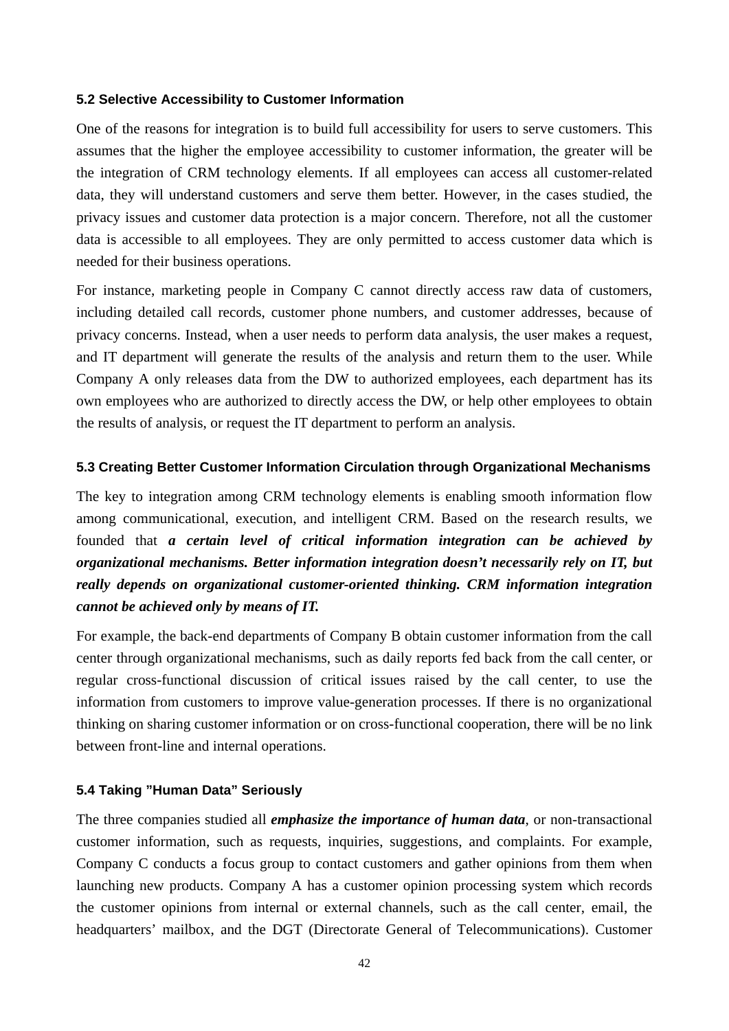### 5.2 Selective Accessibility to Customer Information

One of the reasons for integration is to build full accessibility for users to serve customers. This assumes that the higher the employee accessibility to customer information, the greater will be the integration of CRM technology elements. If all employees can access all customer-related data, they will understand customers and serve them better. However, in the cases studied, the privacy issues and customer data protection is a major concern. Therefore, not all the customer data is accessible to all employees. They are only permitted to access customer data which is needed for their business operations.

For instance, marketing people in Company C cannot directly access raw data of customers, including detailed call records, customer phone numbers, and customer addresses, because of privacy concerns. Instead, when a user needs to perform data analysis, the user makes a request, and IT department will generate the results of the analysis and return them to the user. While Company A only releases data from the DW to authorized employees, each department has its own employees who are authorized to directly access the DW, or help other employees to obtain the results of analysis, or request the IT department to perform an analysis.

### 5.3 Creating Better Customer Information Circulation through Organizational Mechanisms

The key to integration among CRM technology elements is enabling smooth information flow among communicational, execution, and intelligent CRM. Based on the research results, we founded that ***a certain level of critical information integration can be achieved by organizational mechanisms. Better information integration doesn't necessarily rely on IT, but really depends on organizational customer-oriented thinking. CRM information integration cannot be achieved only by means of IT.***

For example, the back-end departments of Company B obtain customer information from the call center through organizational mechanisms, such as daily reports fed back from the call center, or regular cross-functional discussion of critical issues raised by the call center, to use the information from customers to improve value-generation processes. If there is no organizational thinking on sharing customer information or on cross-functional cooperation, there will be no link between front-line and internal operations.

### 5.4 Taking "Human Data" Seriously

The three companies studied all ***emphasize the importance of human data***, or non-transactional customer information, such as requests, inquiries, suggestions, and complaints. For example, Company C conducts a focus group to contact customers and gather opinions from them when launching new products. Company A has a customer opinion processing system which records the customer opinions from internal or external channels, such as the call center, email, the headquarters' mailbox, and the DGT (Directorate General of Telecommunications). Customer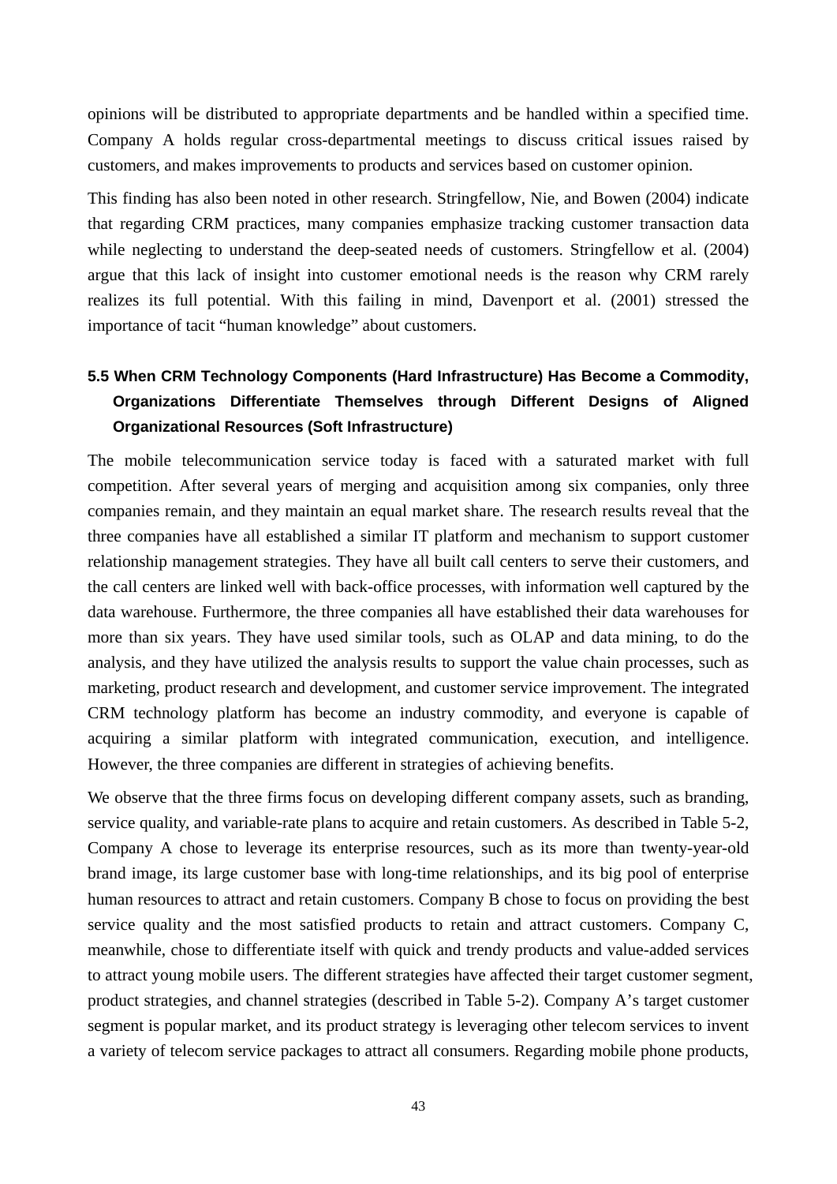opinions will be distributed to appropriate departments and be handled within a specified time. Company A holds regular cross-departmental meetings to discuss critical issues raised by customers, and makes improvements to products and services based on customer opinion.

This finding has also been noted in other research. Stringfellow, Nie, and Bowen (2004) indicate that regarding CRM practices, many companies emphasize tracking customer transaction data while neglecting to understand the deep-seated needs of customers. Stringfellow et al. (2004) argue that this lack of insight into customer emotional needs is the reason why CRM rarely realizes its full potential. With this failing in mind, Davenport et al. (2001) stressed the importance of tacit "human knowledge" about customers.

### 5.5 When CRM Technology Components (Hard Infrastructure) Has Become a Commodity, Organizations Differentiate Themselves through Different Designs of Aligned Organizational Resources (Soft Infrastructure)

The mobile telecommunication service today is faced with a saturated market with full competition. After several years of merging and acquisition among six companies, only three companies remain, and they maintain an equal market share. The research results reveal that the three companies have all established a similar IT platform and mechanism to support customer relationship management strategies. They have all built call centers to serve their customers, and the call centers are linked well with back-office processes, with information well captured by the data warehouse. Furthermore, the three companies all have established their data warehouses for more than six years. They have used similar tools, such as OLAP and data mining, to do the analysis, and they have utilized the analysis results to support the value chain processes, such as marketing, product research and development, and customer service improvement. The integrated CRM technology platform has become an industry commodity, and everyone is capable of acquiring a similar platform with integrated communication, execution, and intelligence. However, the three companies are different in strategies of achieving benefits.

We observe that the three firms focus on developing different company assets, such as branding, service quality, and variable-rate plans to acquire and retain customers. As described in Table 5-2, Company A chose to leverage its enterprise resources, such as its more than twenty-year-old brand image, its large customer base with long-time relationships, and its big pool of enterprise human resources to attract and retain customers. Company B chose to focus on providing the best service quality and the most satisfied products to retain and attract customers. Company C, meanwhile, chose to differentiate itself with quick and trendy products and value-added services to attract young mobile users. The different strategies have affected their target customer segment, product strategies, and channel strategies (described in Table 5-2). Company A's target customer segment is popular market, and its product strategy is leveraging other telecom services to invent a variety of telecom service packages to attract all consumers. Regarding mobile phone products,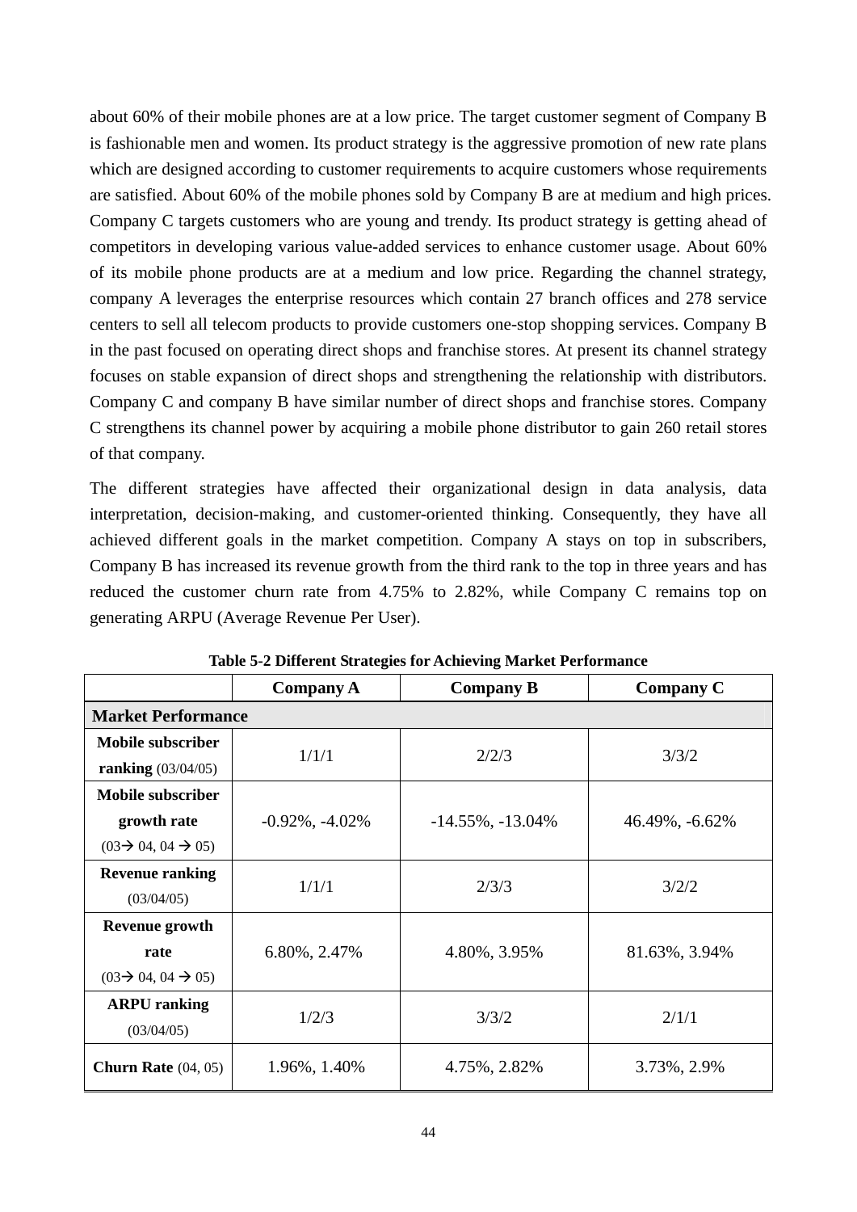about 60% of their mobile phones are at a low price. The target customer segment of Company B is fashionable men and women. Its product strategy is the aggressive promotion of new rate plans which are designed according to customer requirements to acquire customers whose requirements are satisfied. About 60% of the mobile phones sold by Company B are at medium and high prices. Company C targets customers who are young and trendy. Its product strategy is getting ahead of competitors in developing various value-added services to enhance customer usage. About 60% of its mobile phone products are at a medium and low price. Regarding the channel strategy, company A leverages the enterprise resources which contain 27 branch offices and 278 service centers to sell all telecom products to provide customers one-stop shopping services. Company B in the past focused on operating direct shops and franchise stores. At present its channel strategy focuses on stable expansion of direct shops and strengthening the relationship with distributors. Company C and company B have similar number of direct shops and franchise stores. Company C strengthens its channel power by acquiring a mobile phone distributor to gain 260 retail stores of that company.

The different strategies have affected their organizational design in data analysis, data interpretation, decision-making, and customer-oriented thinking. Consequently, they have all achieved different goals in the market competition. Company A stays on top in subscribers, Company B has increased its revenue growth from the third rank to the top in three years and has reduced the customer churn rate from 4.75% to 2.82%, while Company C remains top on generating ARPU (Average Revenue Per User).

**Table 5-2 Different Strategies for Achieving Market Performance**

| | Company A | Company B | Company C |
|---|---|---|---|
| **Market Performance** | | | |
| **Mobile subscriber ranking** (03/04/05) | 1/1/1 | 2/2/3 | 3/3/2 |
| **Mobile subscriber growth rate** (03→ 04, 04 → 05) | -0.92%, -4.02% | -14.55%, -13.04% | 46.49%, -6.62% |
| **Revenue ranking** (03/04/05) | 1/1/1 | 2/3/3 | 3/2/2 |
| **Revenue growth rate** (03→ 04, 04 → 05) | 6.80%, 2.47% | 4.80%, 3.95% | 81.63%, 3.94% |
| **ARPU ranking** (03/04/05) | 1/2/3 | 3/3/2 | 2/1/1 |
| **Churn Rate** (04, 05) | 1.96%, 1.40% | 4.75%, 2.82% | 3.73%, 2.9% |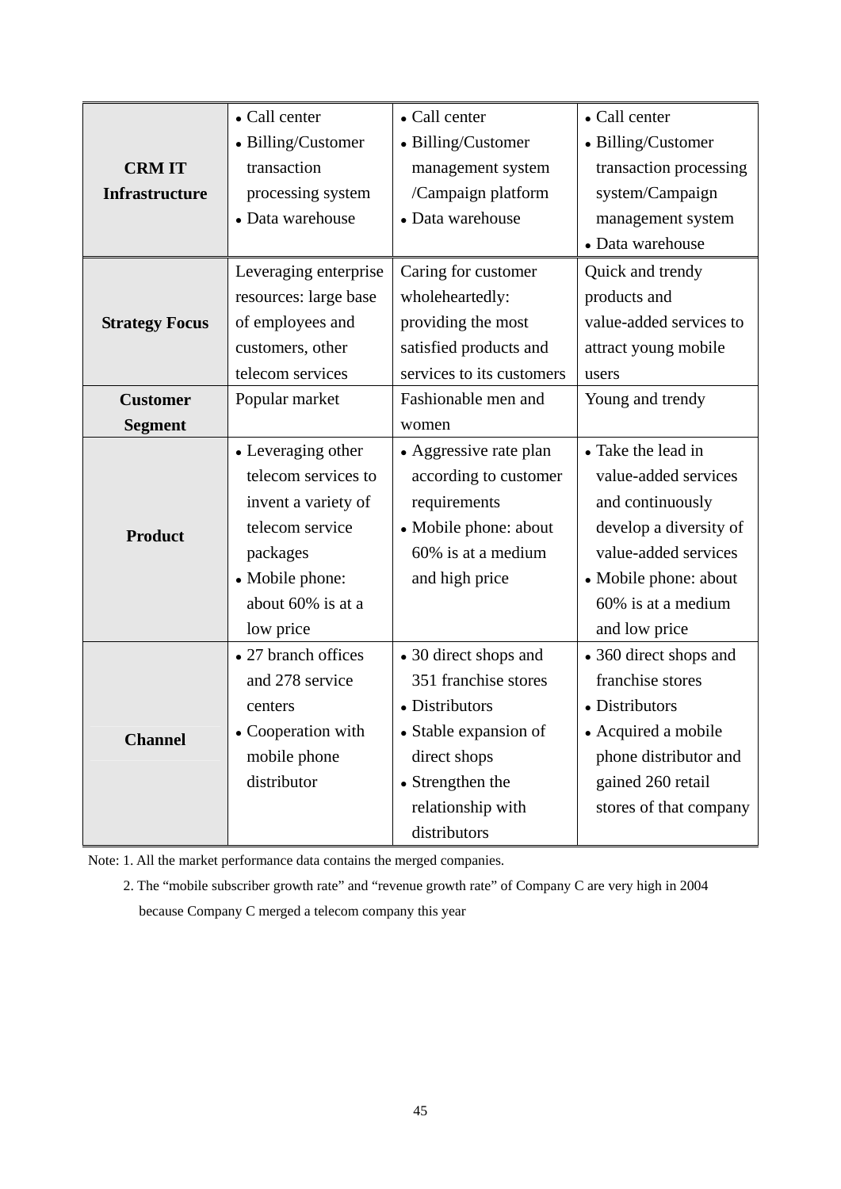| | | | |
|---|---|---|---|
| **CRM IT Infrastructure** | • Call center<br>• Billing/Customer transaction processing system<br>• Data warehouse | • Call center<br>• Billing/Customer management system /Campaign platform<br>• Data warehouse | • Call center<br>• Billing/Customer transaction processing system/Campaign management system<br>• Data warehouse |
| **Strategy Focus** | Leveraging enterprise resources: large base of employees and customers, other telecom services | Caring for customer wholeheartedly: providing the most satisfied products and services to its customers | Quick and trendy products and value-added services to attract young mobile users |
| **Customer Segment** | Popular market | Fashionable men and women | Young and trendy |
| **Product** | • Leveraging other telecom services to invent a variety of telecom service packages<br>• Mobile phone: about 60% is at a low price | • Aggressive rate plan according to customer requirements<br>• Mobile phone: about 60% is at a medium and high price | • Take the lead in value-added services and continuously develop a diversity of value-added services<br>• Mobile phone: about 60% is at a medium and low price |
| **Channel** | • 27 branch offices and 278 service centers<br>• Cooperation with mobile phone distributor | • 30 direct shops and 351 franchise stores<br>• Distributors<br>• Stable expansion of direct shops<br>• Strengthen the relationship with distributors | • 360 direct shops and franchise stores<br>• Distributors<br>• Acquired a mobile phone distributor and gained 260 retail stores of that company |

Note: 1. All the market performance data contains the merged companies.

2. The "mobile subscriber growth rate" and "revenue growth rate" of Company C are very high in 2004 because Company C merged a telecom company this year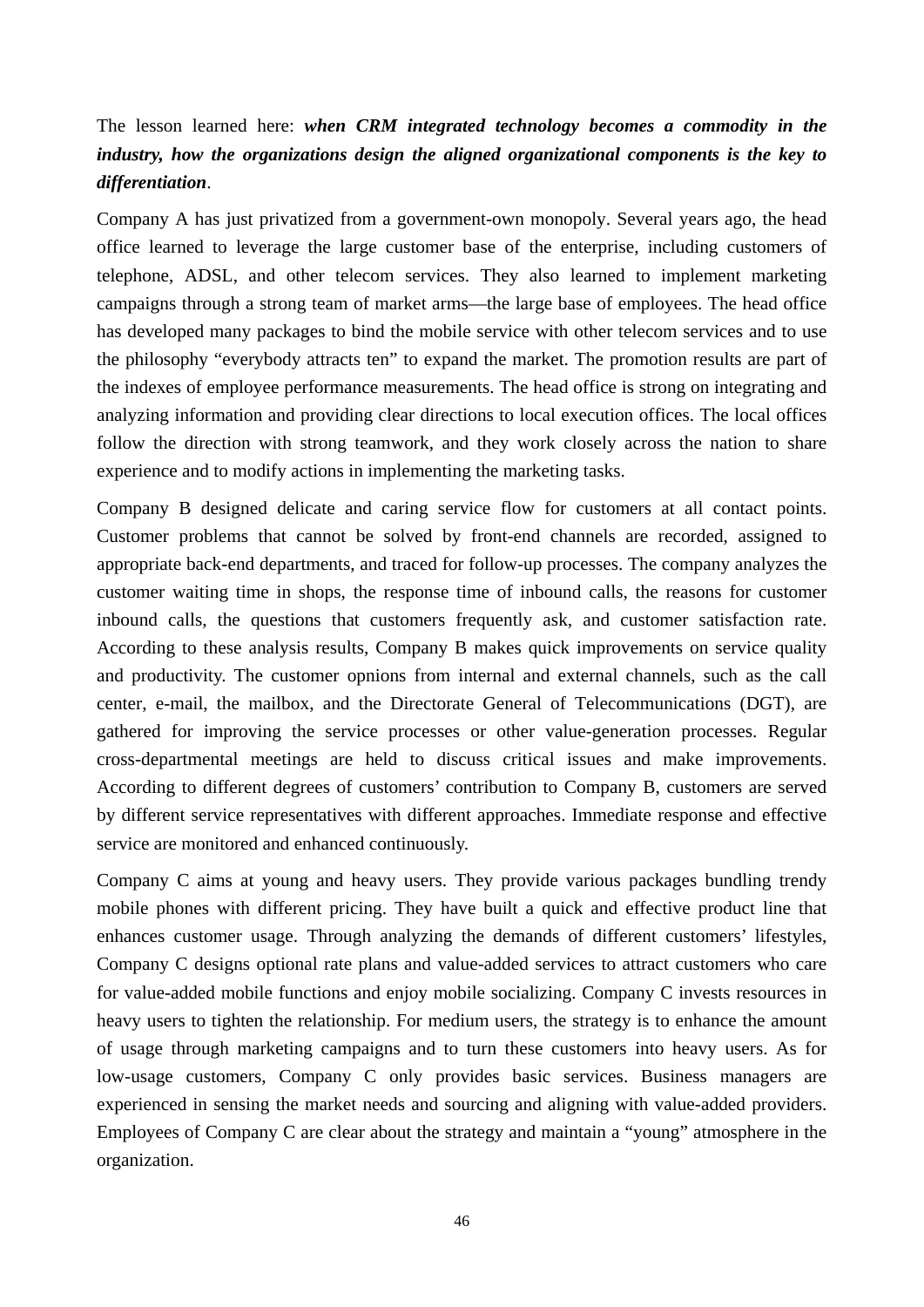The lesson learned here: ***when CRM integrated technology becomes a commodity in the industry, how the organizations design the aligned organizational components is the key to differentiation***.

Company A has just privatized from a government-own monopoly. Several years ago, the head office learned to leverage the large customer base of the enterprise, including customers of telephone, ADSL, and other telecom services. They also learned to implement marketing campaigns through a strong team of market arms—the large base of employees. The head office has developed many packages to bind the mobile service with other telecom services and to use the philosophy "everybody attracts ten" to expand the market. The promotion results are part of the indexes of employee performance measurements. The head office is strong on integrating and analyzing information and providing clear directions to local execution offices. The local offices follow the direction with strong teamwork, and they work closely across the nation to share experience and to modify actions in implementing the marketing tasks.

Company B designed delicate and caring service flow for customers at all contact points. Customer problems that cannot be solved by front-end channels are recorded, assigned to appropriate back-end departments, and traced for follow-up processes. The company analyzes the customer waiting time in shops, the response time of inbound calls, the reasons for customer inbound calls, the questions that customers frequently ask, and customer satisfaction rate. According to these analysis results, Company B makes quick improvements on service quality and productivity. The customer opnions from internal and external channels, such as the call center, e-mail, the mailbox, and the Directorate General of Telecommunications (DGT), are gathered for improving the service processes or other value-generation processes. Regular cross-departmental meetings are held to discuss critical issues and make improvements. According to different degrees of customers' contribution to Company B, customers are served by different service representatives with different approaches. Immediate response and effective service are monitored and enhanced continuously.

Company C aims at young and heavy users. They provide various packages bundling trendy mobile phones with different pricing. They have built a quick and effective product line that enhances customer usage. Through analyzing the demands of different customers' lifestyles, Company C designs optional rate plans and value-added services to attract customers who care for value-added mobile functions and enjoy mobile socializing. Company C invests resources in heavy users to tighten the relationship. For medium users, the strategy is to enhance the amount of usage through marketing campaigns and to turn these customers into heavy users. As for low-usage customers, Company C only provides basic services. Business managers are experienced in sensing the market needs and sourcing and aligning with value-added providers. Employees of Company C are clear about the strategy and maintain a "young" atmosphere in the organization.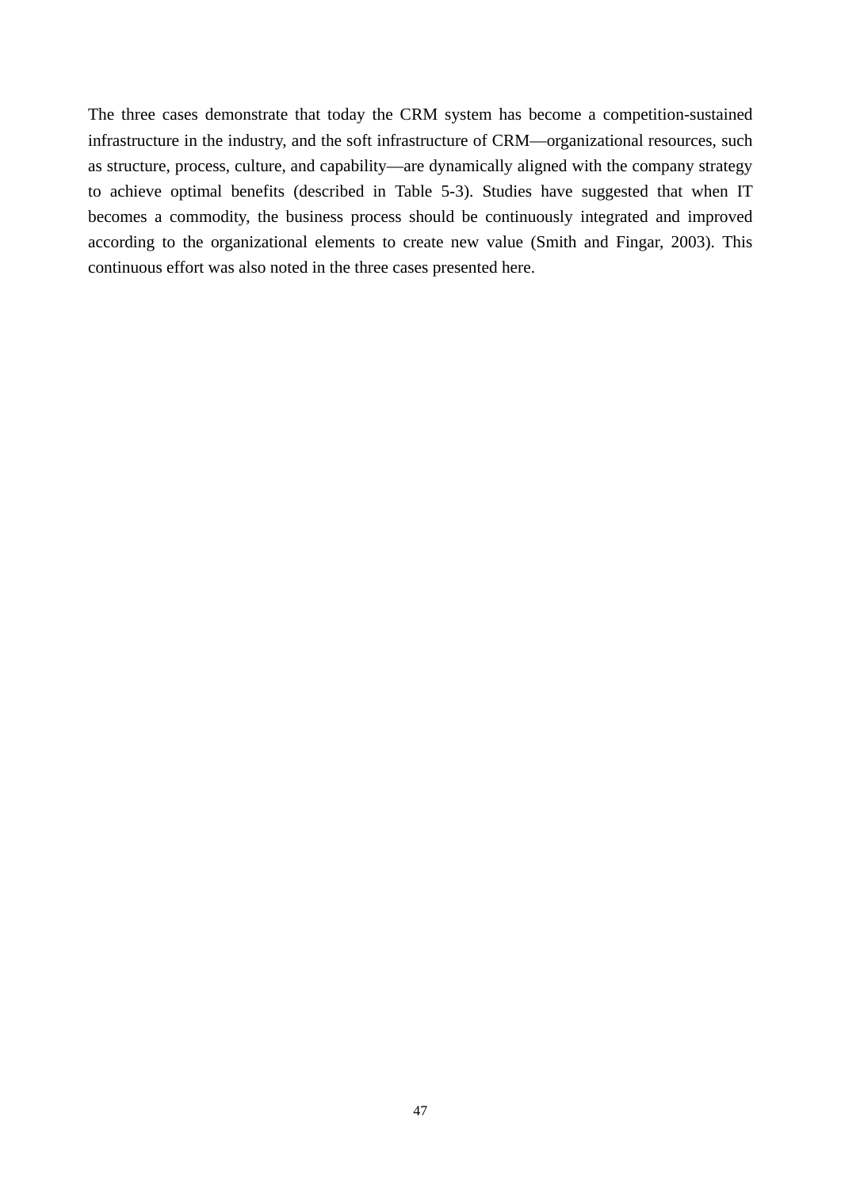The three cases demonstrate that today the CRM system has become a competition-sustained infrastructure in the industry, and the soft infrastructure of CRM—organizational resources, such as structure, process, culture, and capability—are dynamically aligned with the company strategy to achieve optimal benefits (described in Table 5-3). Studies have suggested that when IT becomes a commodity, the business process should be continuously integrated and improved according to the organizational elements to create new value (Smith and Fingar, 2003). This continuous effort was also noted in the three cases presented here.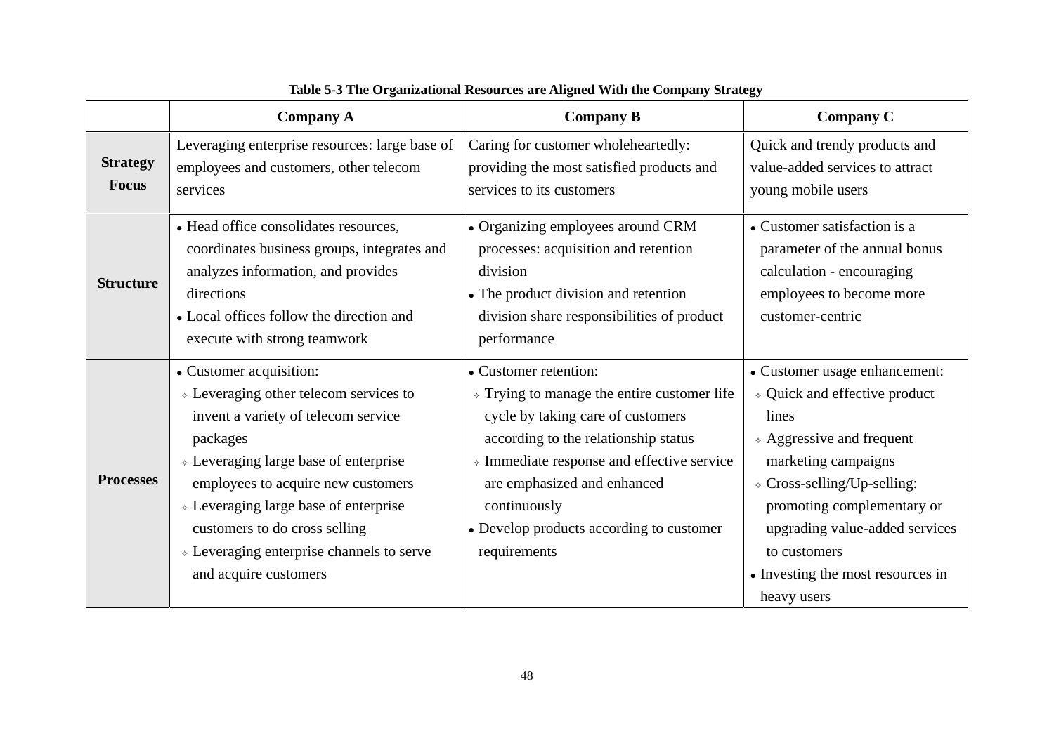**Table 5-3 The Organizational Resources are Aligned With the Company Strategy**

| | Company A | Company B | Company C |
|---|---|---|---|
| **Strategy Focus** | Leveraging enterprise resources: large base of employees and customers, other telecom services | Caring for customer wholeheartedly: providing the most satisfied products and services to its customers | Quick and trendy products and value-added services to attract young mobile users |
| **Structure** | • Head office consolidates resources, coordinates business groups, integrates and analyzes information, and provides directions<br>• Local offices follow the direction and execute with strong teamwork | • Organizing employees around CRM processes: acquisition and retention division<br>• The product division and retention division share responsibilities of product performance | • Customer satisfaction is a parameter of the annual bonus calculation - encouraging employees to become more customer-centric |
| **Processes** | • Customer acquisition:<br>⟡ Leveraging other telecom services to invent a variety of telecom service packages<br>⟡ Leveraging large base of enterprise employees to acquire new customers<br>⟡ Leveraging large base of enterprise customers to do cross selling<br>⟡ Leveraging enterprise channels to serve and acquire customers | • Customer retention:<br>⟡ Trying to manage the entire customer life cycle by taking care of customers according to the relationship status<br>⟡ Immediate response and effective service are emphasized and enhanced continuously<br>• Develop products according to customer requirements | • Customer usage enhancement:<br>⟡ Quick and effective product lines<br>⟡ Aggressive and frequent marketing campaigns<br>⟡ Cross-selling/Up-selling: promoting complementary or upgrading value-added services to customers<br>• Investing the most resources in heavy users |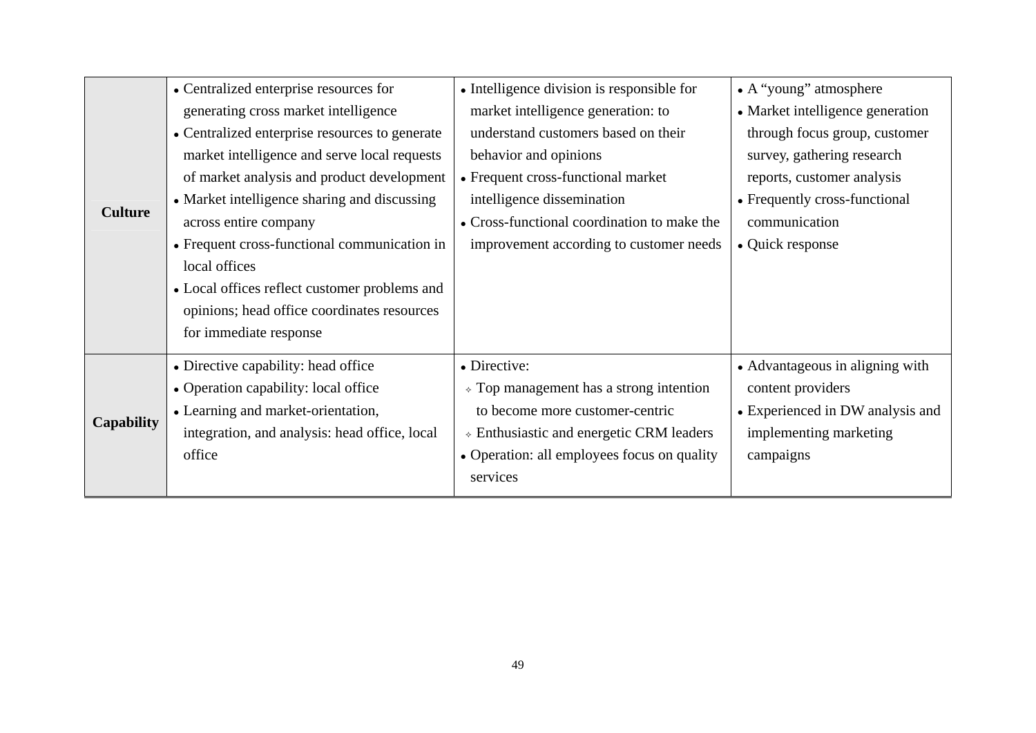| | | | |
|---|---|---|---|
| **Culture** | • Centralized enterprise resources for generating cross market intelligence<br>• Centralized enterprise resources to generate market intelligence and serve local requests of market analysis and product development<br>• Market intelligence sharing and discussing across entire company<br>• Frequent cross-functional communication in local offices<br>• Local offices reflect customer problems and opinions; head office coordinates resources for immediate response | • Intelligence division is responsible for market intelligence generation: to understand customers based on their behavior and opinions<br>• Frequent cross-functional market intelligence dissemination<br>• Cross-functional coordination to make the improvement according to customer needs | • A "young" atmosphere<br>• Market intelligence generation through focus group, customer survey, gathering research reports, customer analysis<br>• Frequently cross-functional communication<br>• Quick response |
| **Capability** | • Directive capability: head office<br>• Operation capability: local office<br>• Learning and market-orientation, integration, and analysis: head office, local office | • Directive:<br>⟡ Top management has a strong intention to become more customer-centric<br>⟡ Enthusiastic and energetic CRM leaders<br>• Operation: all employees focus on quality services | • Advantageous in aligning with content providers<br>• Experienced in DW analysis and implementing marketing campaigns |